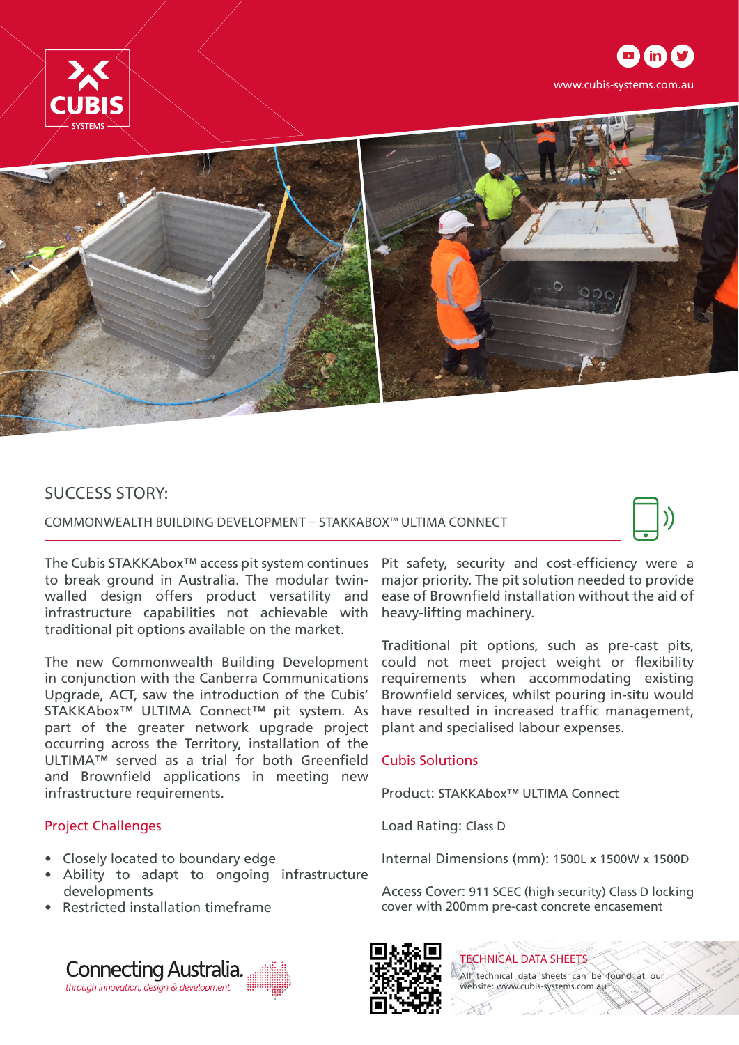CUBIS SYSTEMS

www.cubis-systems.com.au

# SUCCESS STORY:

## COMMONWEALTH BUILDING DEVELOPMENT – STAKKABOX™ ULTIMA CONNECT

The Cubis STAKKAbox™ access pit system continues to break ground in Australia. The modular twin-walled design offers product versatility and infrastructure capabilities not achievable with traditional pit options available on the market.

The new Commonwealth Building Development in conjunction with the Canberra Communications Upgrade, ACT, saw the introduction of the Cubis' STAKKAbox™ ULTIMA Connect™ pit system. As part of the greater network upgrade project occurring across the Territory, installation of the ULTIMA™ served as a trial for both Greenfield and Brownfield applications in meeting new infrastructure requirements.

### Project Challenges

- Closely located to boundary edge
- Ability to adapt to ongoing infrastructure developments
- Restricted installation timeframe

Pit safety, security and cost-efficiency were a major priority. The pit solution needed to provide ease of Brownfield installation without the aid of heavy-lifting machinery.

Traditional pit options, such as pre-cast pits, could not meet project weight or flexibility requirements when accommodating existing Brownfield services, whilst pouring in-situ would have resulted in increased traffic management, plant and specialised labour expenses.

### Cubis Solutions

Product: STAKKAbox™ ULTIMA Connect

Load Rating: Class D

Internal Dimensions (mm): 1500L x 1500W x 1500D

Access Cover: 911 SCEC (high security) Class D locking cover with 200mm pre-cast concrete encasement

Connecting Australia.
*through innovation, design & development.*

TECHNICAL DATA SHEETS

All technical data sheets can be found at our website: www.cubis-systems.com.au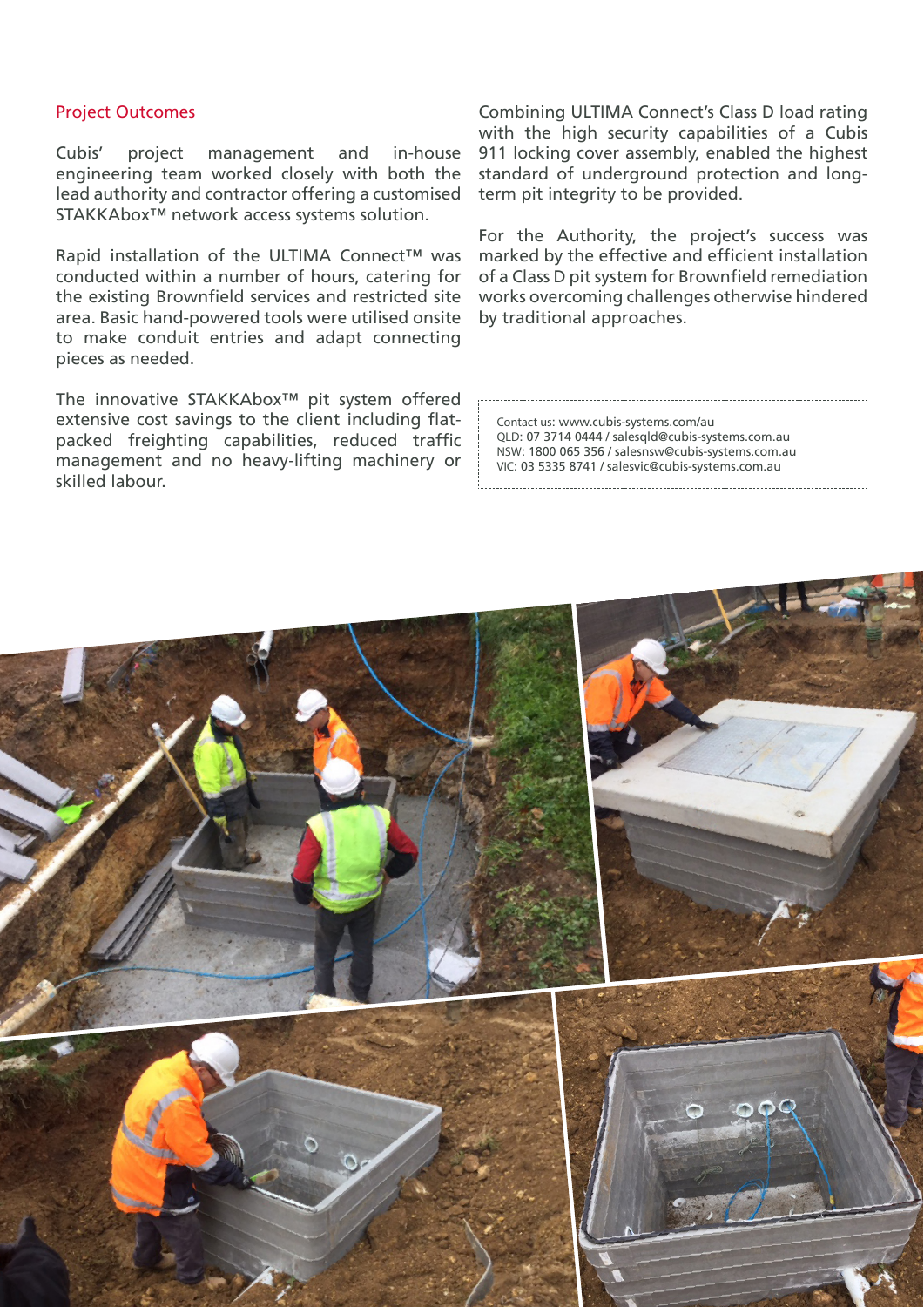## Project Outcomes

Cubis' project management and in-house engineering team worked closely with both the lead authority and contractor offering a customised STAKKAbox™ network access systems solution.

Rapid installation of the ULTIMA Connect™ was conducted within a number of hours, catering for the existing Brownfield services and restricted site area. Basic hand-powered tools were utilised onsite to make conduit entries and adapt connecting pieces as needed.

The innovative STAKKAbox™ pit system offered extensive cost savings to the client including flat-packed freighting capabilities, reduced traffic management and no heavy-lifting machinery or skilled labour.

Combining ULTIMA Connect's Class D load rating with the high security capabilities of a Cubis 911 locking cover assembly, enabled the highest standard of underground protection and long-term pit integrity to be provided.

For the Authority, the project's success was marked by the effective and efficient installation of a Class D pit system for Brownfield remediation works overcoming challenges otherwise hindered by traditional approaches.

Contact us: www.cubis-systems.com/au
QLD: 07 3714 0444 / salesqld@cubis-systems.com.au
NSW: 1800 065 356 / salesnsw@cubis-systems.com.au
VIC: 03 5335 8741 / salesvic@cubis-systems.com.au